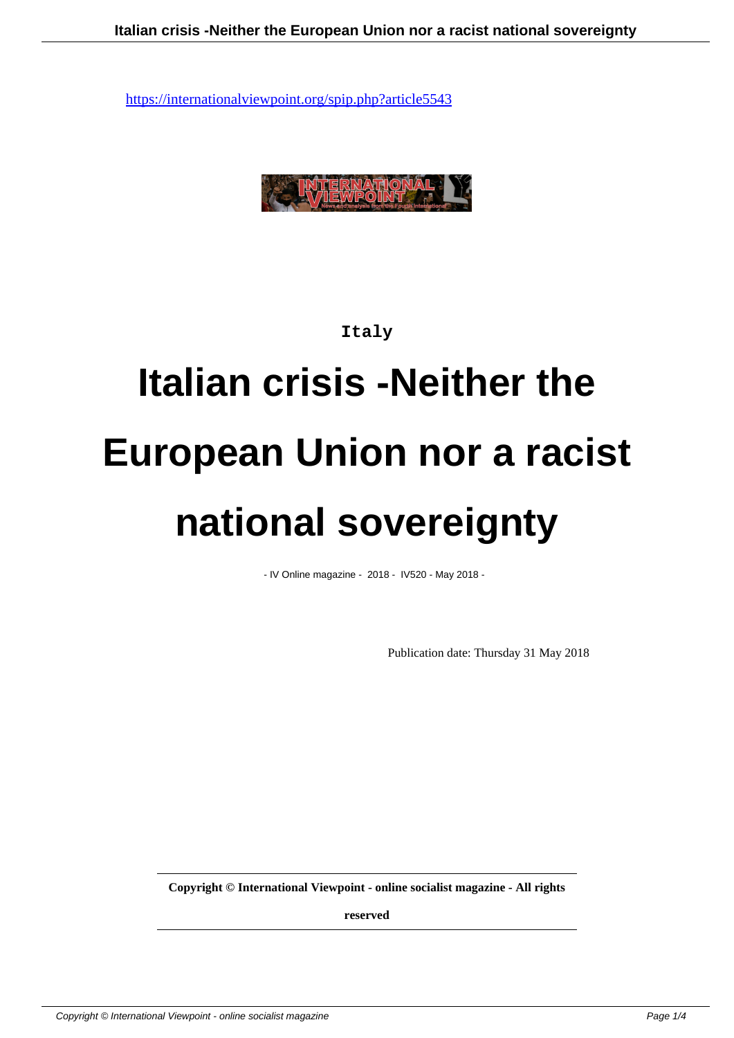https://internationalviewpoint.org/spip.php?article5543

Italy

# Italian crisis -Neither the European Union nor a racist national sovereignty

- IV Online magazine - 2018 - IV520 - May 2018 -

Publication date: Thursday 31 May 2018

**Copyright © International Viewpoint - online socialist magazine - All rights reserved**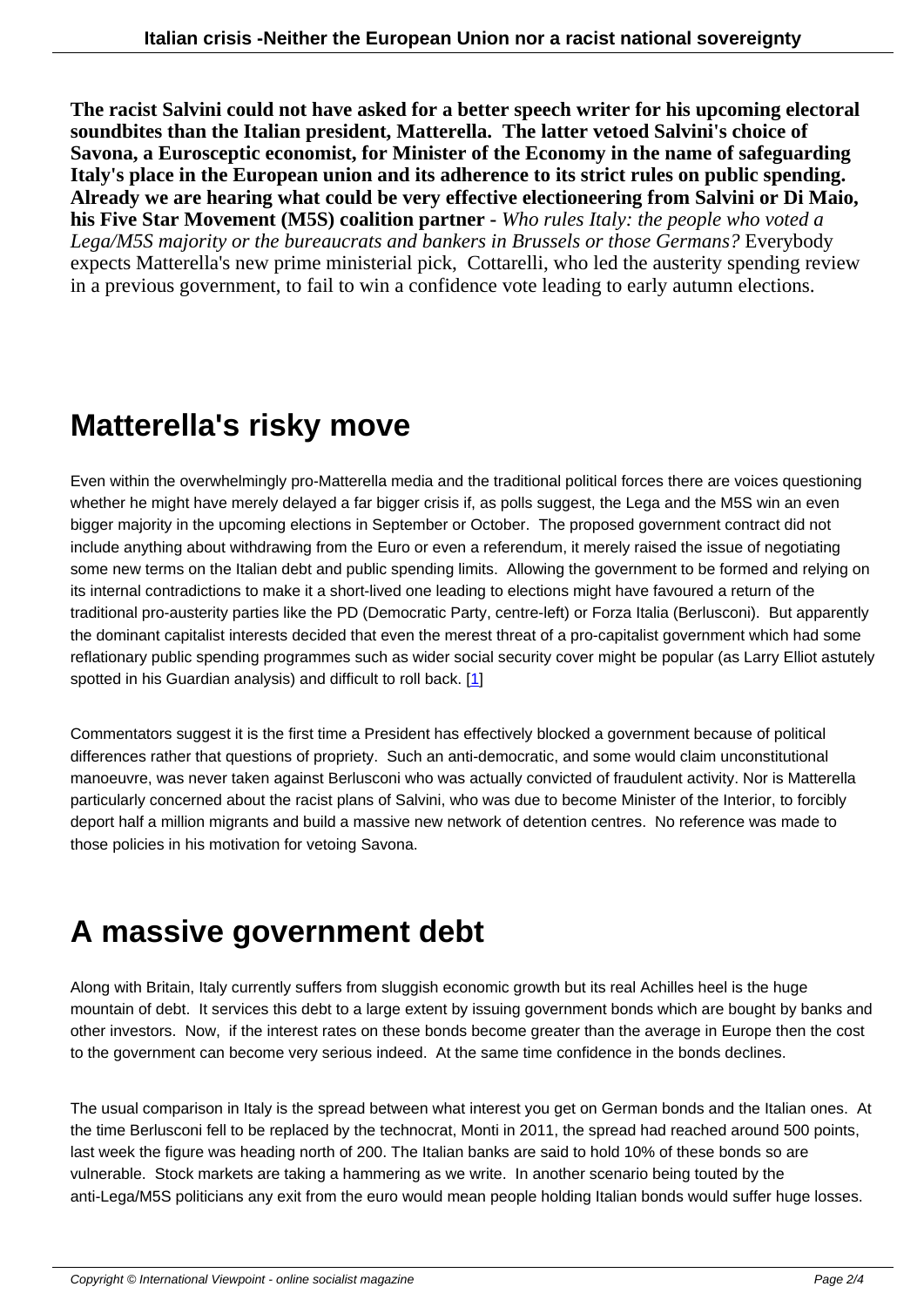**The racist Salvini could not have asked for a better speech writer for his upcoming electoral soundbites than the Italian president, Matterella. The latter vetoed Salvini's choice of Savona, a Eurosceptic economist, for Minister of the Economy in the name of safeguarding Italy's place in the European union and its adherence to its strict rules on public spending. Already we are hearing what could be very effective electioneering from Salvini or Di Maio, his Five Star Movement (M5S) coalition partner** - *Who rules Italy: the people who voted a Lega/M5S majority or the bureaucrats and bankers in Brussels or those Germans?* Everybody expects Matterella's new prime ministerial pick, Cottarelli, who led the austerity spending review in a previous government, to fail to win a confidence vote leading to early autumn elections.

## Matterella's risky move

Even within the overwhelmingly pro-Matterella media and the traditional political forces there are voices questioning whether he might have merely delayed a far bigger crisis if, as polls suggest, the Lega and the M5S win an even bigger majority in the upcoming elections in September or October. The proposed government contract did not include anything about withdrawing from the Euro or even a referendum, it merely raised the issue of negotiating some new terms on the Italian debt and public spending limits. Allowing the government to be formed and relying on its internal contradictions to make it a short-lived one leading to elections might have favoured a return of the traditional pro-austerity parties like the PD (Democratic Party, centre-left) or Forza Italia (Berlusconi). But apparently the dominant capitalist interests decided that even the merest threat of a pro-capitalist government which had some reflationary public spending programmes such as wider social security cover might be popular (as Larry Elliot astutely spotted in his Guardian analysis) and difficult to roll back. [1]

Commentators suggest it is the first time a President has effectively blocked a government because of political differences rather that questions of propriety. Such an anti-democratic, and some would claim unconstitutional manoeuvre, was never taken against Berlusconi who was actually convicted of fraudulent activity. Nor is Matterella particularly concerned about the racist plans of Salvini, who was due to become Minister of the Interior, to forcibly deport half a million migrants and build a massive new network of detention centres. No reference was made to those policies in his motivation for vetoing Savona.

## A massive government debt

Along with Britain, Italy currently suffers from sluggish economic growth but its real Achilles heel is the huge mountain of debt. It services this debt to a large extent by issuing government bonds which are bought by banks and other investors. Now, if the interest rates on these bonds become greater than the average in Europe then the cost to the government can become very serious indeed. At the same time confidence in the bonds declines.

The usual comparison in Italy is the spread between what interest you get on German bonds and the Italian ones. At the time Berlusconi fell to be replaced by the technocrat, Monti in 2011, the spread had reached around 500 points, last week the figure was heading north of 200. The Italian banks are said to hold 10% of these bonds so are vulnerable. Stock markets are taking a hammering as we write. In another scenario being touted by the anti-Lega/M5S politicians any exit from the euro would mean people holding Italian bonds would suffer huge losses.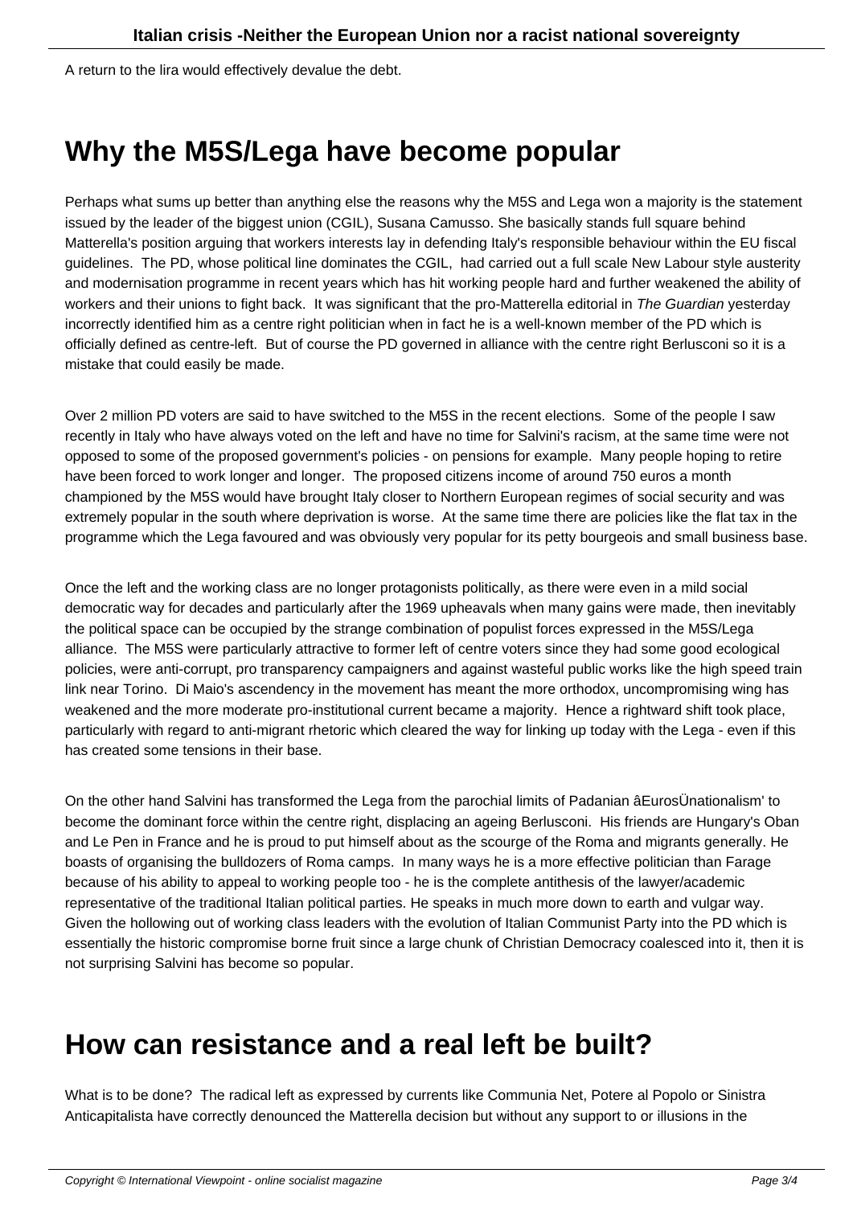A return to the lira would effectively devalue the debt.

## Why the M5S/Lega have become popular

Perhaps what sums up better than anything else the reasons why the M5S and Lega won a majority is the statement issued by the leader of the biggest union (CGIL), Susana Camusso. She basically stands full square behind Matterella's position arguing that workers interests lay in defending Italy's responsible behaviour within the EU fiscal guidelines. The PD, whose political line dominates the CGIL, had carried out a full scale New Labour style austerity and modernisation programme in recent years which has hit working people hard and further weakened the ability of workers and their unions to fight back. It was significant that the pro-Matterella editorial in *The Guardian* yesterday incorrectly identified him as a centre right politician when in fact he is a well-known member of the PD which is officially defined as centre-left. But of course the PD governed in alliance with the centre right Berlusconi so it is a mistake that could easily be made.

Over 2 million PD voters are said to have switched to the M5S in the recent elections. Some of the people I saw recently in Italy who have always voted on the left and have no time for Salvini's racism, at the same time were not opposed to some of the proposed government's policies - on pensions for example. Many people hoping to retire have been forced to work longer and longer. The proposed citizens income of around 750 euros a month championed by the M5S would have brought Italy closer to Northern European regimes of social security and was extremely popular in the south where deprivation is worse. At the same time there are policies like the flat tax in the programme which the Lega favoured and was obviously very popular for its petty bourgeois and small business base.

Once the left and the working class are no longer protagonists politically, as there were even in a mild social democratic way for decades and particularly after the 1969 upheavals when many gains were made, then inevitably the political space can be occupied by the strange combination of populist forces expressed in the M5S/Lega alliance. The M5S were particularly attractive to former left of centre voters since they had some good ecological policies, were anti-corrupt, pro transparency campaigners and against wasteful public works like the high speed train link near Torino. Di Maio's ascendency in the movement has meant the more orthodox, uncompromising wing has weakened and the more moderate pro-institutional current became a majority. Hence a rightward shift took place, particularly with regard to anti-migrant rhetoric which cleared the way for linking up today with the Lega - even if this has created some tensions in their base.

On the other hand Salvini has transformed the Lega from the parochial limits of Padanian âEurosÜnationalism' to become the dominant force within the centre right, displacing an ageing Berlusconi. His friends are Hungary's Oban and Le Pen in France and he is proud to put himself about as the scourge of the Roma and migrants generally. He boasts of organising the bulldozers of Roma camps. In many ways he is a more effective politician than Farage because of his ability to appeal to working people too - he is the complete antithesis of the lawyer/academic representative of the traditional Italian political parties. He speaks in much more down to earth and vulgar way. Given the hollowing out of working class leaders with the evolution of Italian Communist Party into the PD which is essentially the historic compromise borne fruit since a large chunk of Christian Democracy coalesced into it, then it is not surprising Salvini has become so popular.

## How can resistance and a real left be built?

What is to be done? The radical left as expressed by currents like Communia Net, Potere al Popolo or Sinistra Anticapitalista have correctly denounced the Matterella decision but without any support to or illusions in the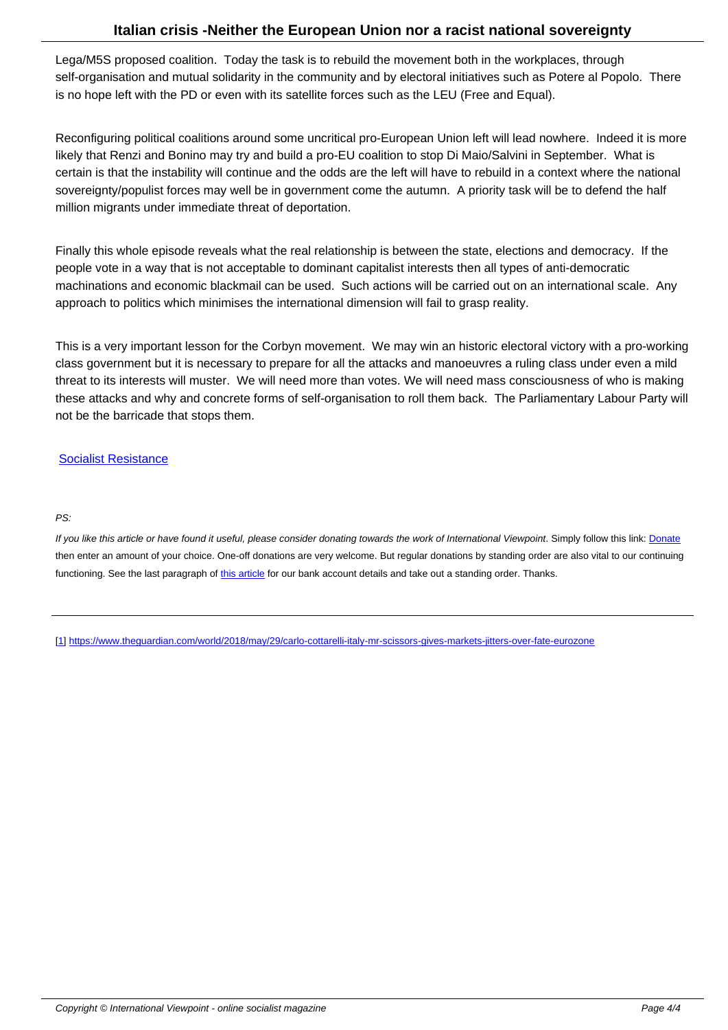Lega/M5S proposed coalition. Today the task is to rebuild the movement both in the workplaces, through self-organisation and mutual solidarity in the community and by electoral initiatives such as Potere al Popolo. There is no hope left with the PD or even with its satellite forces such as the LEU (Free and Equal).

Reconfiguring political coalitions around some uncritical pro-European Union left will lead nowhere. Indeed it is more likely that Renzi and Bonino may try and build a pro-EU coalition to stop Di Maio/Salvini in September. What is certain is that the instability will continue and the odds are the left will have to rebuild in a context where the national sovereignty/populist forces may well be in government come the autumn. A priority task will be to defend the half million migrants under immediate threat of deportation.

Finally this whole episode reveals what the real relationship is between the state, elections and democracy. If the people vote in a way that is not acceptable to dominant capitalist interests then all types of anti-democratic machinations and economic blackmail can be used. Such actions will be carried out on an international scale. Any approach to politics which minimises the international dimension will fail to grasp reality.

This is a very important lesson for the Corbyn movement. We may win an historic electoral victory with a pro-working class government but it is necessary to prepare for all the attacks and manoeuvres a ruling class under even a mild threat to its interests will muster. We will need more than votes. We will need mass consciousness of who is making these attacks and why and concrete forms of self-organisation to roll them back. The Parliamentary Labour Party will not be the barricade that stops them.

Socialist Resistance

*PS:*

*If you like this article or have found it useful, please consider donating towards the work of International Viewpoint*. Simply follow this link: Donate then enter an amount of your choice. One-off donations are very welcome. But regular donations by standing order are also vital to our continuing functioning. See the last paragraph of this article for our bank account details and take out a standing order. Thanks.

---

[1] https://www.theguardian.com/world/2018/may/29/carlo-cottarelli-italy-mr-scissors-gives-markets-jitters-over-fate-eurozone